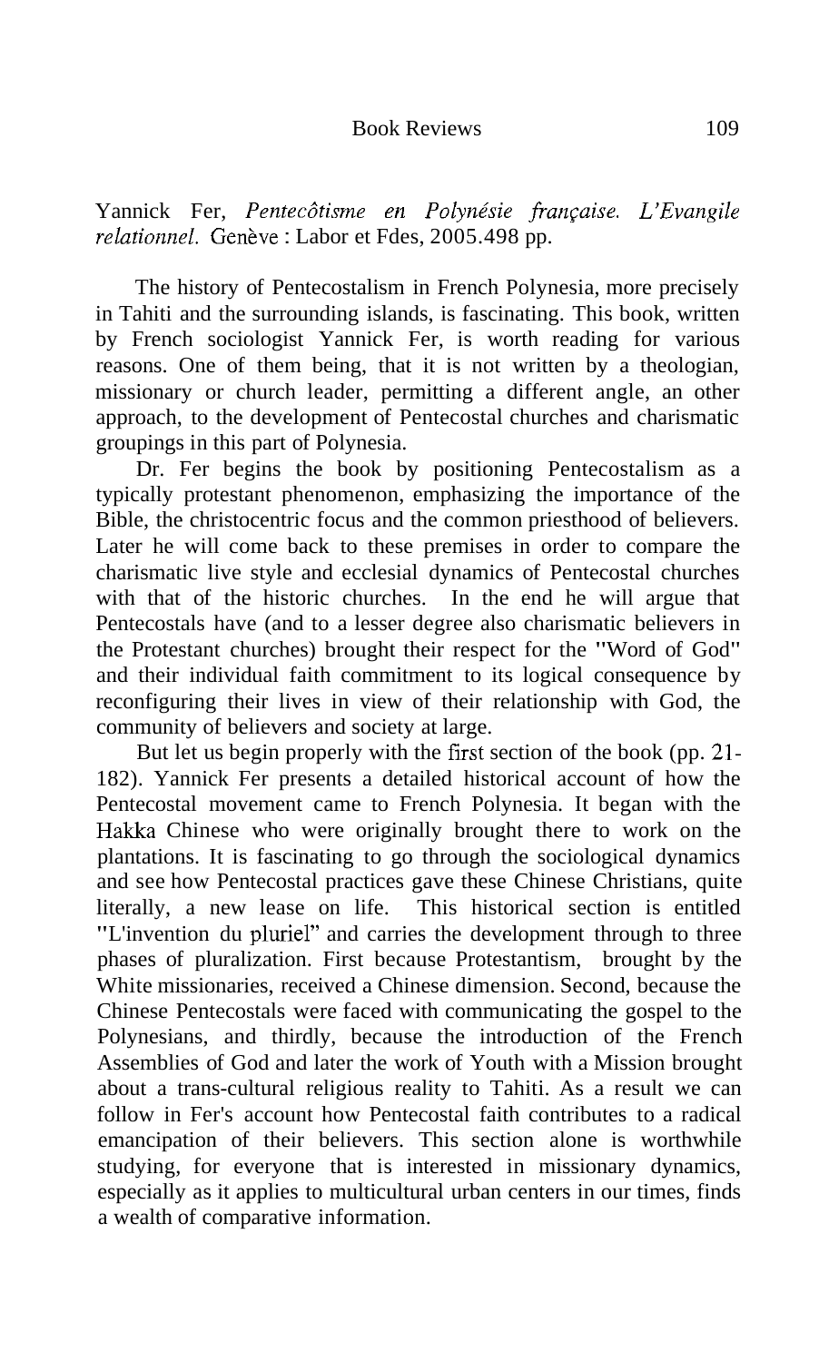Yannick Fer, *Pentecôtisme en Polynésie française. L'Evangile relationnel.* Genève : Labor et Fdes, 2005.498 pp.

The history of Pentecostalism in French Polynesia, more precisely in Tahiti and the surrounding islands, is fascinating. This book, written by French sociologist Yannick Fer, is worth reading for various reasons. One of them being, that it is not written by a theologian, missionary or church leader, permitting a different angle, an other approach, to the development of Pentecostal churches and charismatic groupings in this part of Polynesia.

Dr. Fer begins the book by positioning Pentecostalism as a typically protestant phenomenon, emphasizing the importance of the Bible, the christocentric focus and the common priesthood of believers. Later he will come back to these premises in order to compare the charismatic live style and ecclesial dynamics of Pentecostal churches with that of the historic churches. In the end he will argue that Pentecostals have (and to a lesser degree also charismatic believers in the Protestant churches) brought their respect for the "Word of God" and their individual faith commitment to its logical consequence by reconfiguring their lives in view of their relationship with God, the community of believers and society at large.

But let us begin properly with the first section of the book (pp. 21-182). Yannick Fer presents a detailed historical account of how the Pentecostal movement came to French Polynesia. It began with the Hakka Chinese who were originally brought there to work on the plantations. It is fascinating to go through the sociological dynamics and see how Pentecostal practices gave these Chinese Christians, quite literally, a new lease on life. This historical section is entitled "L'invention du pluriel" and carries the development through to three phases of pluralization. First because Protestantism, brought by the White missionaries, received a Chinese dimension. Second, because the Chinese Pentecostals were faced with communicating the gospel to the Polynesians, and thirdly, because the introduction of the French Assemblies of God and later the work of Youth with a Mission brought about a trans-cultural religious reality to Tahiti. As a result we can follow in Fer's account how Pentecostal faith contributes to a radical emancipation of their believers. This section alone is worthwhile studying, for everyone that is interested in missionary dynamics, especially as it applies to multicultural urban centers in our times, finds a wealth of comparative information.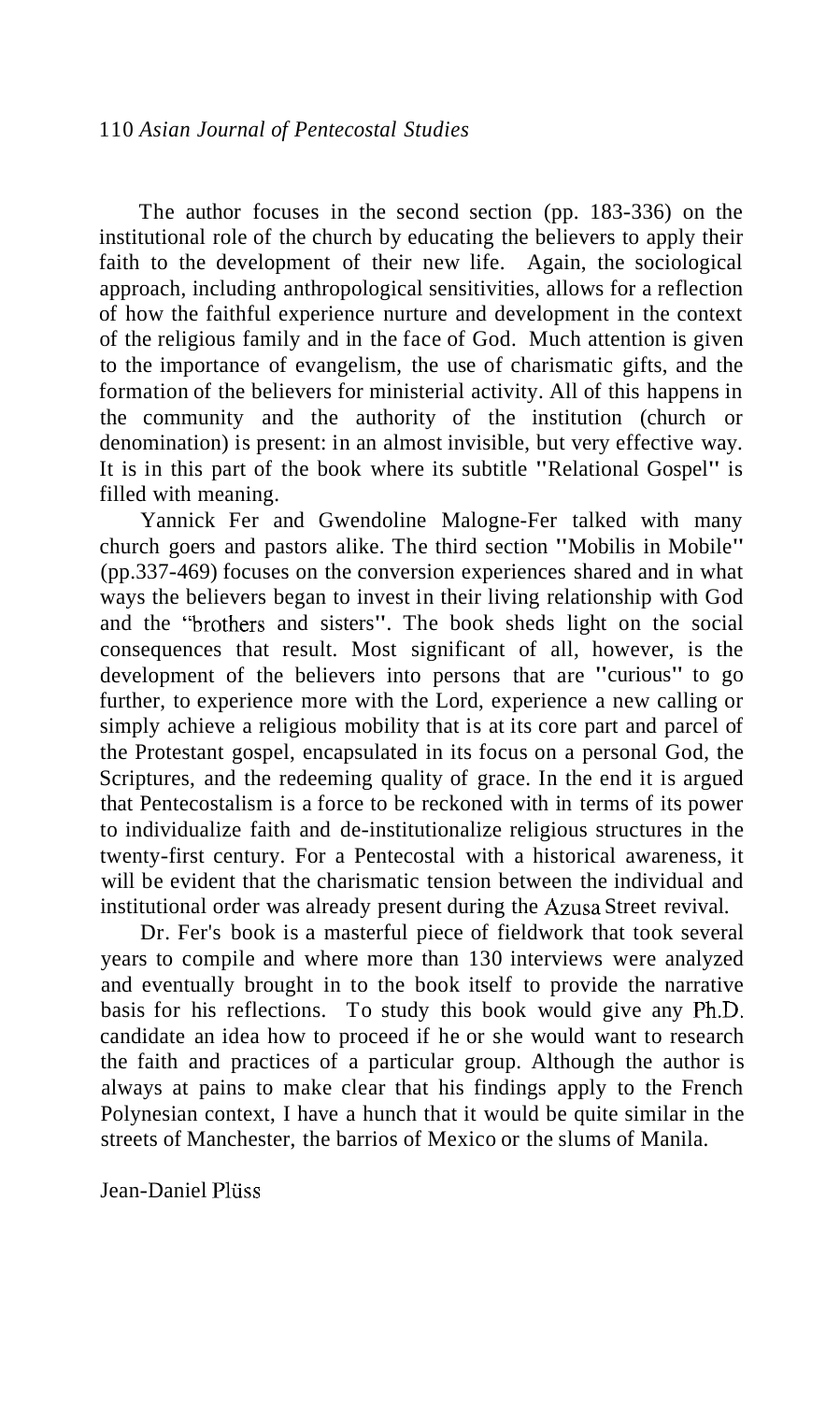The author focuses in the second section (pp. 183-336) on the institutional role of the church by educating the believers to apply their faith to the development of their new life. Again, the sociological approach, including anthropological sensitivities, allows for a reflection of how the faithful experience nurture and development in the context of the religious family and in the face of God. Much attention is given to the importance of evangelism, the use of charismatic gifts, and the formation of the believers for ministerial activity. All of this happens in the community and the authority of the institution (church or denomination) is present: in an almost invisible, but very effective way. It is in this part of the book where its subtitle "Relational Gospel" is filled with meaning.

Yannick Fer and Gwendoline Malogne-Fer talked with many church goers and pastors alike. The third section "Mobilis in Mobile" (pp.337-469) focuses on the conversion experiences shared and in what ways the believers began to invest in their living relationship with God and the "brothers and sisters". The book sheds light on the social consequences that result. Most significant of all, however, is the development of the believers into persons that are "curious" to go further, to experience more with the Lord, experience a new calling or simply achieve a religious mobility that is at its core part and parcel of the Protestant gospel, encapsulated in its focus on a personal God, the Scriptures, and the redeeming quality of grace. In the end it is argued that Pentecostalism is a force to be reckoned with in terms of its power to individualize faith and de-institutionalize religious structures in the twenty-first century. For a Pentecostal with a historical awareness, it will be evident that the charismatic tension between the individual and institutional order was already present during the Azusa Street revival.

Dr. Fer's book is a masterful piece of fieldwork that took several years to compile and where more than 130 interviews were analyzed and eventually brought in to the book itself to provide the narrative basis for his reflections. To study this book would give any Ph.D. candidate an idea how to proceed if he or she would want to research the faith and practices of a particular group. Although the author is always at pains to make clear that his findings apply to the French Polynesian context, I have a hunch that it would be quite similar in the streets of Manchester, the barrios of Mexico or the slums of Manila.

Jean-Daniel Plüss